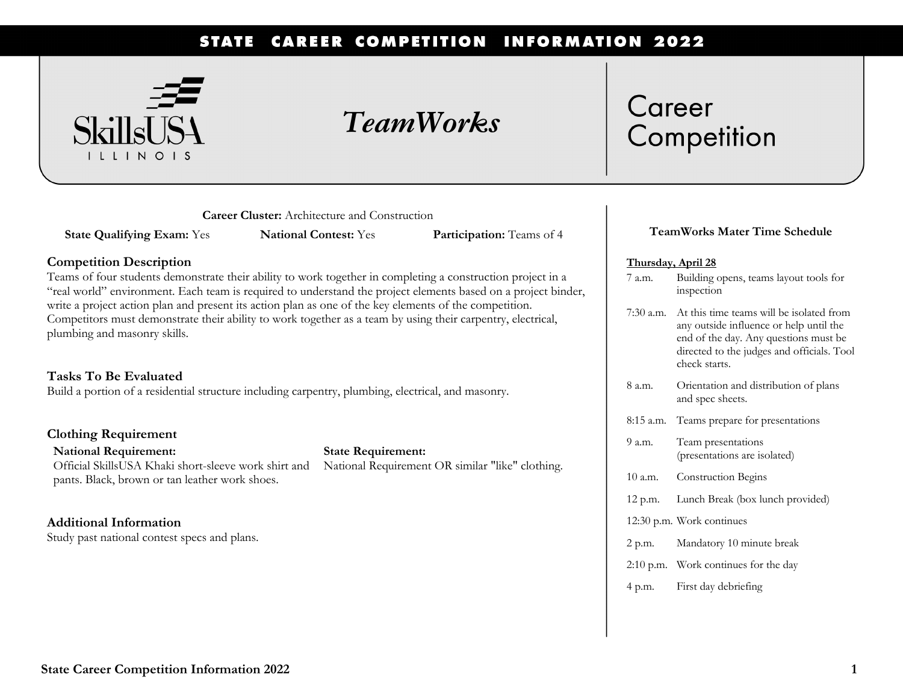# STATE CAREER COMPETITION INFORMATION 2022

SkillsUSA ILLINOIS

# *TeamWorks*

Career Competition

**Career Cluster:** Architecture and Construction

**State Qualifying Exam:** Yes **National Contest:** Yes **Participation:** Teams of 4

## Competition Description

Teams of four students demonstrate their ability to work together in completing a construction project in a "real world" environment. Each team is required to understand the project elements based on a project binder, write a project action plan and present its action plan as one of the key elements of the competition. Competitors must demonstrate their ability to work together as a team by using their carpentry, electrical, plumbing and masonry skills.

## Tasks To Be Evaluated

Build a portion of a residential structure including carpentry, plumbing, electrical, and masonry.

## Clothing Requirement

**National Requirement:**
Official SkillsUSA Khaki short-sleeve work shirt and pants. Black, brown or tan leather work shoes.

**State Requirement:**
National Requirement OR similar "like" clothing.

## Additional Information

Study past national contest specs and plans.

### TeamWorks Mater Time Schedule

**Thursday, April 28**

| | |
|---|---|
| 7 a.m. | Building opens, teams layout tools for inspection |
| 7:30 a.m. | At this time teams will be isolated from any outside influence or help until the end of the day. Any questions must be directed to the judges and officials. Tool check starts. |
| 8 a.m. | Orientation and distribution of plans and spec sheets. |
| 8:15 a.m. | Teams prepare for presentations |
| 9 a.m. | Team presentations (presentations are isolated) |
| 10 a.m. | Construction Begins |
| 12 p.m. | Lunch Break (box lunch provided) |
| 12:30 p.m. | Work continues |
| 2 p.m. | Mandatory 10 minute break |
| 2:10 p.m. | Work continues for the day |
| 4 p.m. | First day debriefing |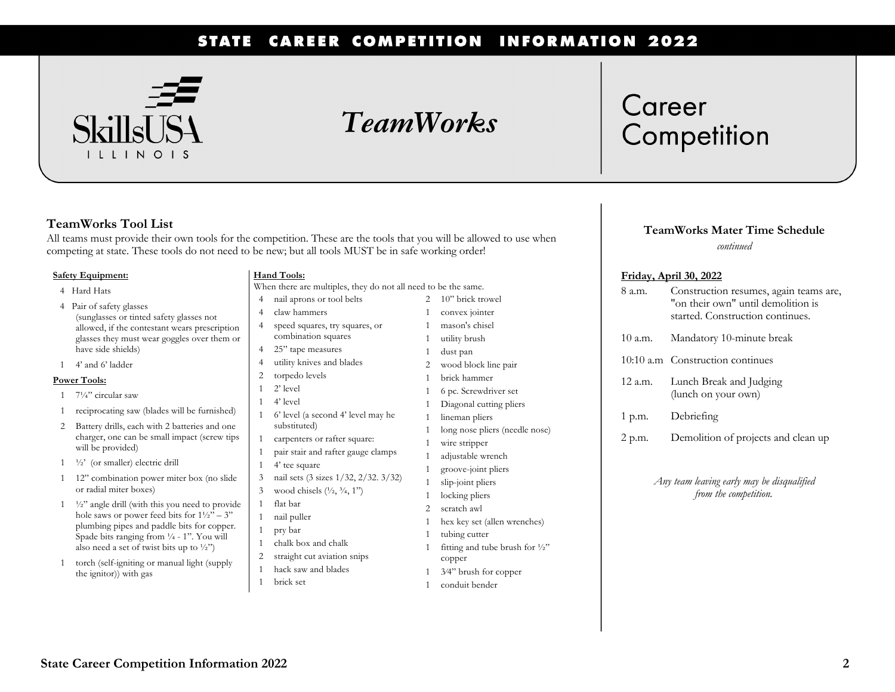# *TeamWorks*

# Career Competition

## TeamWorks Tool List

All teams must provide their own tools for the competition. These are the tools that you will be allowed to use when competing at state. These tools do not need to be new; but all tools MUST be in safe working order!

**Safety Equipment:**

- 4 Hard Hats
- 4 Pair of safety glasses (sunglasses or tinted safety glasses not allowed, if the contestant wears prescription glasses they must wear goggles over them or have side shields)
- 1 4' and 6' ladder

**Power Tools:**

- 1 7¼" circular saw
- 1 reciprocating saw (blades will be furnished)
- 2 Battery drills, each with 2 batteries and one charger, one can be small impact (screw tips will be provided)
- 1 ½' (or smaller) electric drill
- 1 12" combination power miter box (no slide or radial miter boxes)
- 1 ½" angle drill (with this you need to provide hole saws or power feed bits for 1½" – 3" plumbing pipes and paddle bits for copper. Spade bits ranging from ¼ - 1". You will also need a set of twist bits up to ½")
- 1 torch (self-igniting or manual light (supply the ignitor)) with gas

**Hand Tools:**

When there are multiples, they do not all need to be the same.

- 4 nail aprons or tool belts
- 4 claw hammers
- 4 speed squares, try squares, or combination squares
- 4 25" tape measures
- 4 utility knives and blades
- 2 torpedo levels
- 1 2' level
- 1 4' level
- 1 6' level (a second 4' level may he substituted)
- 1 carpenters or rafter square:
- 1 pair stair and rafter gauge clamps
- 1 4' tee square
- 3 nail sets (3 sizes 1/32, 2/32. 3/32)
- 3 wood chisels (½, ¾, 1")
- 1 flat bar
- 1 nail puller
- 1 pry bar
- 1 chalk box and chalk
- 2 straight cut aviation snips
- 1 hack saw and blades
- 1 brick set
- 2 10" brick trowel
- 1 convex jointer
- 1 mason's chisel
- 1 utility brush
- 1 dust pan
- 2 wood block line pair
- 1 brick hammer
- 1 6 pc. Screwdriver set
- 1 Diagonal cutting pliers
- 1 lineman pliers
- 1 long nose pliers (needle nose)
- 1 wire stripper
- 1 adjustable wrench
- 1 groove-joint pliers
- 1 slip-joint pliers
- 1 locking pliers
- 2 scratch awl
- 1 hex key set (allen wrenches)
- 1 tubing cutter
- 1 fitting and tube brush for ½" copper
- 1 3⁄4" brush for copper
- 1 conduit bender

## TeamWorks Mater Time Schedule

*continued*

**Friday, April 30, 2022**

| | |
|---|---|
| 8 a.m. | Construction resumes, again teams are, "on their own" until demolition is started. Construction continues. |
| 10 a.m. | Mandatory 10-minute break |
| 10:10 a.m | Construction continues |
| 12 a.m. | Lunch Break and Judging (lunch on your own) |
| 1 p.m. | Debriefing |
| 2 p.m. | Demolition of projects and clean up |

*Any team leaving early may be disqualified from the competition.*